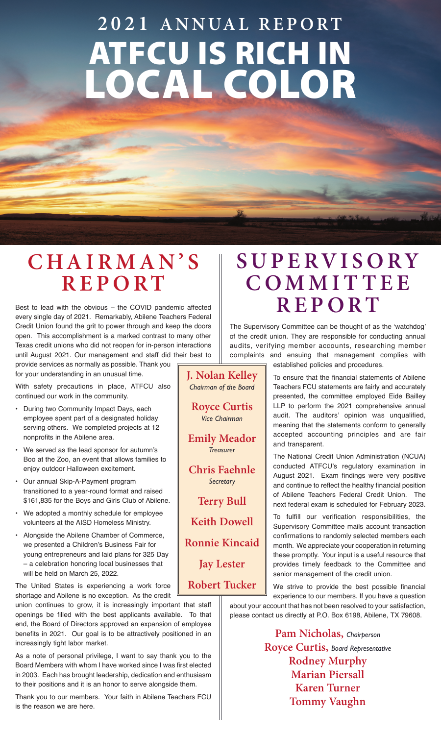# 2021 ANNUAL REPORT

# ATFCU IS RICH IN LOCAL COLOR

## CHAIRMAN'S REPORT

Best to lead with the obvious – the COVID pandemic affected every single day of 2021. Remarkably, Abilene Teachers Federal Credit Union found the grit to power through and keep the doors open. This accomplishment is a marked contrast to many other Texas credit unions who did not reopen for in-person interactions until August 2021. Our management and staff did their best to provide services as normally as possible. Thank you for your understanding in an unusual time.

With safety precautions in place, ATFCU also continued our work in the community.

- During two Community Impact Days, each employee spent part of a designated holiday serving others. We completed projects at 12 nonprofits in the Abilene area.
- We served as the lead sponsor for autumn's Boo at the Zoo, an event that allows families to enjoy outdoor Halloween excitement.
- Our annual Skip-A-Payment program transitioned to a year-round format and raised $161,835 for the Boys and Girls Club of Abilene.
- We adopted a monthly schedule for employee volunteers at the AISD Homeless Ministry.
- Alongside the Abilene Chamber of Commerce, we presented a Children's Business Fair for young entrepreneurs and laid plans for 325 Day – a celebration honoring local businesses that will be held on March 25, 2022.

The United States is experiencing a work force shortage and Abilene is no exception. As the credit union continues to grow, it is increasingly important that staff openings be filled with the best applicants available. To that end, the Board of Directors approved an expansion of employee benefits in 2021. Our goal is to be attractively positioned in an increasingly tight labor market.

As a note of personal privilege, I want to say thank you to the Board Members with whom I have worked since I was first elected in 2003. Each has brought leadership, dedication and enthusiasm to their positions and it is an honor to serve alongside them.

Thank you to our members. Your faith in Abilene Teachers FCU is the reason we are here.

**J. Nolan Kelley**
*Chairman of the Board*

**Royce Curtis**
*Vice Chairman*

**Emily Meador**
*Treasurer*

**Chris Faehnle**
*Secretary*

**Terry Bull**

**Keith Dowell**

**Ronnie Kincaid**

**Jay Lester**

**Robert Tucker**

## SUPERVISORY COMMITTEE REPORT

The Supervisory Committee can be thought of as the 'watchdog' of the credit union. They are responsible for conducting annual audits, verifying member accounts, researching member complaints and ensuing that management complies with established policies and procedures.

To ensure that the financial statements of Abilene Teachers FCU statements are fairly and accurately presented, the committee employed Eide Bailley LLP to perform the 2021 comprehensive annual audit. The auditors' opinion was unqualified, meaning that the statements conform to generally accepted accounting principles and are fair and transparent.

The National Credit Union Administration (NCUA) conducted ATFCU's regulatory examination in August 2021. Exam findings were very positive and continue to reflect the healthy financial position of Abilene Teachers Federal Credit Union. The next federal exam is scheduled for February 2023.

To fulfill our verification responsibilities, the Supervisory Committee mails account transaction confirmations to randomly selected members each month. We appreciate your cooperation in returning these promptly. Your input is a useful resource that provides timely feedback to the Committee and senior management of the credit union.

We strive to provide the best possible financial experience to our members. If you have a question about your account that has not been resolved to your satisfaction, please contact us directly at P.O. Box 6198, Abilene, TX 79608.

**Pam Nicholas,** *Chairperson*
**Royce Curtis,** *Board Representative*
**Rodney Murphy**
**Marian Piersall**
**Karen Turner**
**Tommy Vaughn**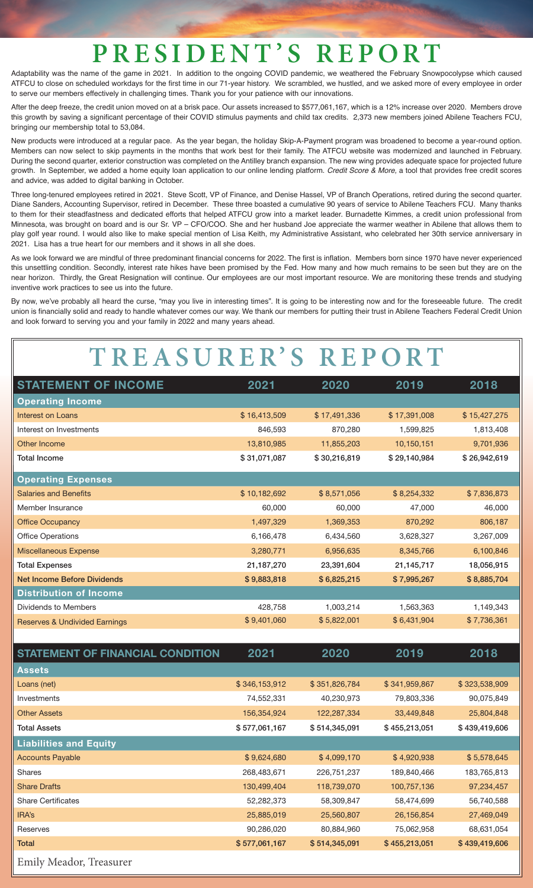# PRESIDENT'S REPORT

Adaptability was the name of the game in 2021. In addition to the ongoing COVID pandemic, we weathered the February Snowpocolypse which caused ATFCU to close on scheduled workdays for the first time in our 71-year history. We scrambled, we hustled, and we asked more of every employee in order to serve our members effectively in challenging times. Thank you for your patience with our innovations.

After the deep freeze, the credit union moved on at a brisk pace. Our assets increased to $577,061,167, which is a 12% increase over 2020. Members drove this growth by saving a significant percentage of their COVID stimulus payments and child tax credits. 2,373 new members joined Abilene Teachers FCU, bringing our membership total to 53,084.

New products were introduced at a regular pace. As the year began, the holiday Skip-A-Payment program was broadened to become a year-round option. Members can now select to skip payments in the months that work best for their family. The ATFCU website was modernized and launched in February. During the second quarter, exterior construction was completed on the Antilley branch expansion. The new wing provides adequate space for projected future growth. In September, we added a home equity loan application to our online lending platform. *Credit Score & More*, a tool that provides free credit scores and advice, was added to digital banking in October.

Three long-tenured employees retired in 2021. Steve Scott, VP of Finance, and Denise Hassel, VP of Branch Operations, retired during the second quarter. Diane Sanders, Accounting Supervisor, retired in December. These three boasted a cumulative 90 years of service to Abilene Teachers FCU. Many thanks to them for their steadfastness and dedicated efforts that helped ATFCU grow into a market leader. Burnadette Kimmes, a credit union professional from Minnesota, was brought on board and is our Sr. VP – CFO/COO. She and her husband Joe appreciate the warmer weather in Abilene that allows them to play golf year round. I would also like to make special mention of Lisa Keith, my Administrative Assistant, who celebrated her 30th service anniversary in 2021. Lisa has a true heart for our members and it shows in all she does.

As we look forward we are mindful of three predominant financial concerns for 2022. The first is inflation. Members born since 1970 have never experienced this unsettling condition. Secondly, interest rate hikes have been promised by the Fed. How many and how much remains to be seen but they are on the near horizon. Thirdly, the Great Resignation will continue. Our employees are our most important resource. We are monitoring these trends and studying inventive work practices to see us into the future.

By now, we've probably all heard the curse, "may you live in interesting times". It is going to be interesting now and for the foreseeable future. The credit union is financially solid and ready to handle whatever comes our way. We thank our members for putting their trust in Abilene Teachers Federal Credit Union and look forward to serving you and your family in 2022 and many years ahead.

# TREASURER'S REPORT

| STATEMENT OF INCOME | 2021 | 2020 | 2019 | 2018 |
|---|---|---|---|---|
| **Operating Income** | | | | |
| Interest on Loans | $ 16,413,509 | $ 17,491,336 | $ 17,391,008 | $ 15,427,275 |
| Interest on Investments | 846,593 | 870,280 | 1,599,825 | 1,813,408 |
| Other Income | 13,810,985 | 11,855,203 | 10,150,151 | 9,701,936 |
| **Total Income** | **$ 31,071,087** | **$ 30,216,819** | **$ 29,140,984** | **$ 26,942,619** |
| **Operating Expenses** | | | | |
| Salaries and Benefits | $ 10,182,692 | $ 8,571,056 | $ 8,254,332 | $ 7,836,873 |
| Member Insurance | 60,000 | 60,000 | 47,000 | 46,000 |
| Office Occupancy | 1,497,329 | 1,369,353 | 870,292 | 806,187 |
| Office Operations | 6,166,478 | 6,434,560 | 3,628,327 | 3,267,009 |
| Miscellaneous Expense | 3,280,771 | 6,956,635 | 8,345,766 | 6,100,846 |
| **Total Expenses** | **21,187,270** | **23,391,604** | **21,145,717** | **18,056,915** |
| **Net Income Before Dividends** | **$ 9,883,818** | **$ 6,825,215** | **$ 7,995,267** | **$ 8,885,704** |
| **Distribution of Income** | | | | |
| Dividends to Members | 428,758 | 1,003,214 | 1,563,363 | 1,149,343 |
| Reserves & Undivided Earnings | $ 9,401,060 | $ 5,822,001 | $ 6,431,904 | $ 7,736,361 |

| STATEMENT OF FINANCIAL CONDITION | 2021 | 2020 | 2019 | 2018 |
|---|---|---|---|---|
| **Assets** | | | | |
| Loans (net) | $ 346,153,912 | $ 351,826,784 | $ 341,959,867 | $ 323,538,909 |
| Investments | 74,552,331 | 40,230,973 | 79,803,336 | 90,075,849 |
| Other Assets | 156,354,924 | 122,287,334 | 33,449,848 | 25,804,848 |
| **Total Assets** | **$ 577,061,167** | **$ 514,345,091** | **$ 455,213,051** | **$ 439,419,606** |
| **Liabilities and Equity** | | | | |
| Accounts Payable | $ 9,624,680 | $ 4,099,170 | $ 4,920,938 | $ 5,578,645 |
| Shares | 268,483,671 | 226,751,237 | 189,840,466 | 183,765,813 |
| Share Drafts | 130,499,404 | 118,739,070 | 100,757,136 | 97,234,457 |
| Share Certificates | 52,282,373 | 58,309,847 | 58,474,699 | 56,740,588 |
| IRA's | 25,885,019 | 25,560,807 | 26,156,854 | 27,469,049 |
| Reserves | 90,286,020 | 80,884,960 | 75,062,958 | 68,631,054 |
| **Total** | **$ 577,061,167** | **$ 514,345,091** | **$ 455,213,051** | **$ 439,419,606** |

Emily Meador, Treasurer